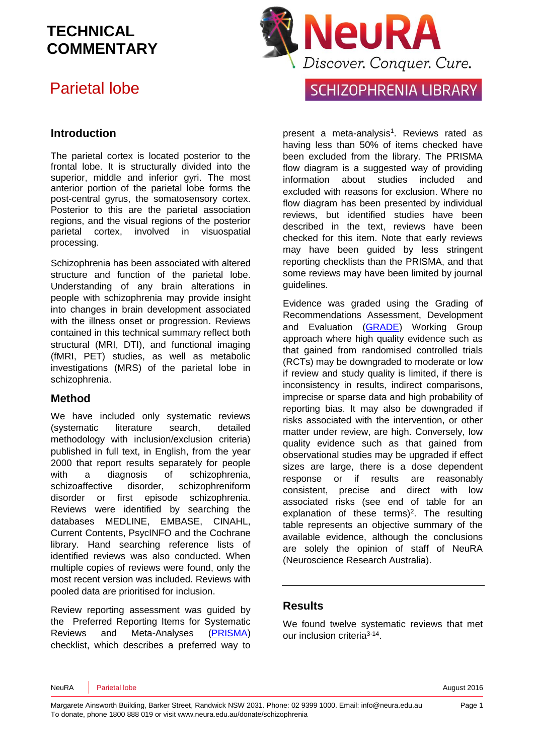TECHNICAL COMMENTARY

NeuRA
Discover. Conquer. Cure.

# Parietal lobe

SCHIZOPHRENIA LIBRARY

## Introduction

The parietal cortex is located posterior to the frontal lobe. It is structurally divided into the superior, middle and inferior gyri. The most anterior portion of the parietal lobe forms the post-central gyrus, the somatosensory cortex. Posterior to this are the parietal association regions, and the visual regions of the posterior parietal cortex, involved in visuospatial processing.

Schizophrenia has been associated with altered structure and function of the parietal lobe. Understanding of any brain alterations in people with schizophrenia may provide insight into changes in brain development associated with the illness onset or progression. Reviews contained in this technical summary reflect both structural (MRI, DTI), and functional imaging (fMRI, PET) studies, as well as metabolic investigations (MRS) of the parietal lobe in schizophrenia.

## Method

We have included only systematic reviews (systematic literature search, detailed methodology with inclusion/exclusion criteria) published in full text, in English, from the year 2000 that report results separately for people with a diagnosis of schizophrenia, schizoaffective disorder, schizophreniform disorder or first episode schizophrenia. Reviews were identified by searching the databases MEDLINE, EMBASE, CINAHL, Current Contents, PsycINFO and the Cochrane library. Hand searching reference lists of identified reviews was also conducted. When multiple copies of reviews were found, only the most recent version was included. Reviews with pooled data are prioritised for inclusion.

Review reporting assessment was guided by the Preferred Reporting Items for Systematic Reviews and Meta-Analyses (PRISMA) checklist, which describes a preferred way to present a meta-analysis[1]. Reviews rated as having less than 50% of items checked have been excluded from the library. The PRISMA flow diagram is a suggested way of providing information about studies included and excluded with reasons for exclusion. Where no flow diagram has been presented by individual reviews, but identified studies have been described in the text, reviews have been checked for this item. Note that early reviews may have been guided by less stringent reporting checklists than the PRISMA, and that some reviews may have been limited by journal guidelines.

Evidence was graded using the Grading of Recommendations Assessment, Development and Evaluation (GRADE) Working Group approach where high quality evidence such as that gained from randomised controlled trials (RCTs) may be downgraded to moderate or low if review and study quality is limited, if there is inconsistency in results, indirect comparisons, imprecise or sparse data and high probability of reporting bias. It may also be downgraded if risks associated with the intervention, or other matter under review, are high. Conversely, low quality evidence such as that gained from observational studies may be upgraded if effect sizes are large, there is a dose dependent response or if results are reasonably consistent, precise and direct with low associated risks (see end of table for an explanation of these terms)[2]. The resulting table represents an objective summary of the available evidence, although the conclusions are solely the opinion of staff of NeuRA (Neuroscience Research Australia).

## Results

We found twelve systematic reviews that met our inclusion criteria[3-14].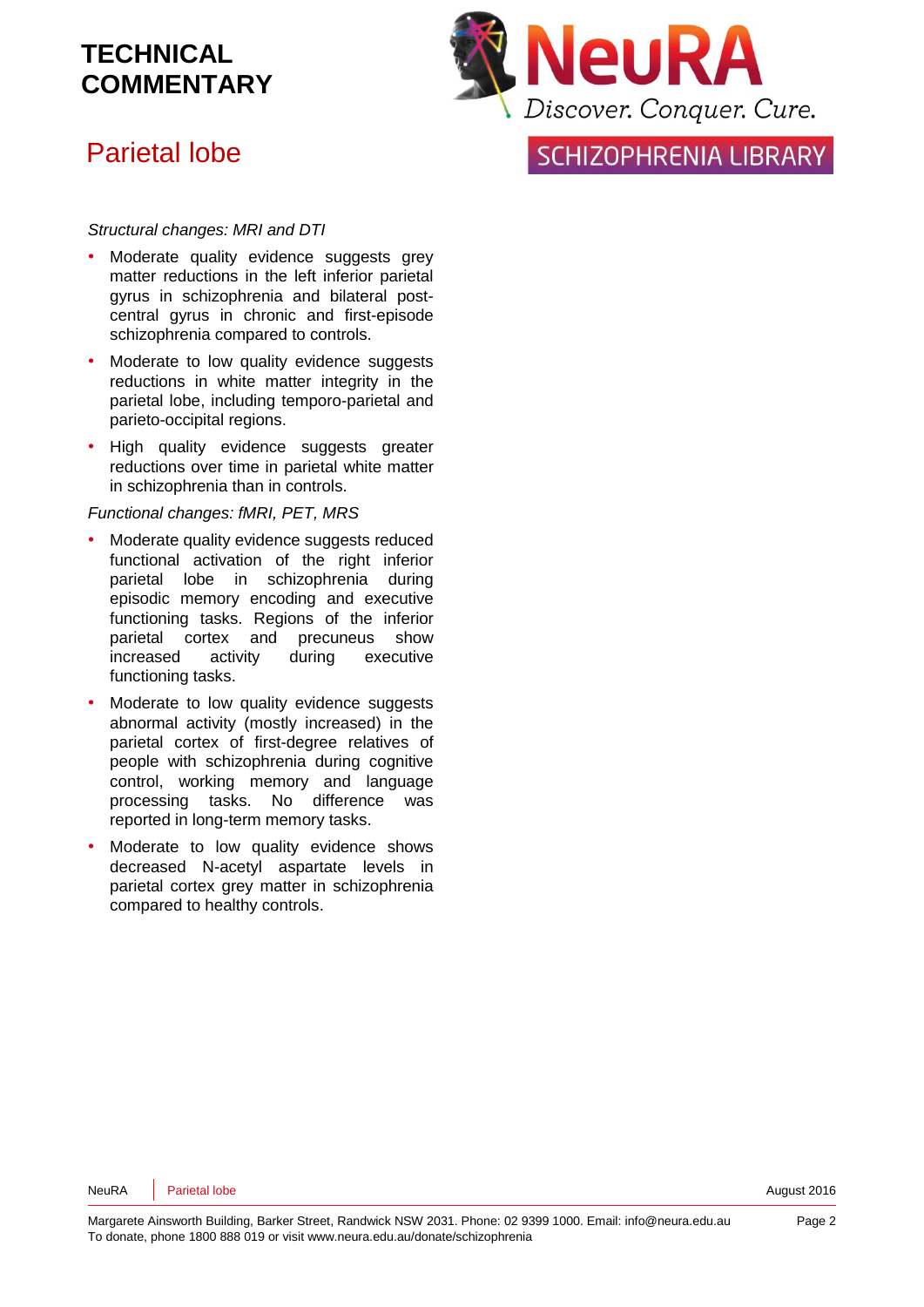*Structural changes: MRI and DTI*

- Moderate quality evidence suggests grey matter reductions in the left inferior parietal gyrus in schizophrenia and bilateral post-central gyrus in chronic and first-episode schizophrenia compared to controls.
- Moderate to low quality evidence suggests reductions in white matter integrity in the parietal lobe, including temporo-parietal and parieto-occipital regions.
- High quality evidence suggests greater reductions over time in parietal white matter in schizophrenia than in controls.

*Functional changes: fMRI, PET, MRS*

- Moderate quality evidence suggests reduced functional activation of the right inferior parietal lobe in schizophrenia during episodic memory encoding and executive functioning tasks. Regions of the inferior parietal cortex and precuneus show increased activity during executive functioning tasks.
- Moderate to low quality evidence suggests abnormal activity (mostly increased) in the parietal cortex of first-degree relatives of people with schizophrenia during cognitive control, working memory and language processing tasks. No difference was reported in long-term memory tasks.
- Moderate to low quality evidence shows decreased N-acetyl aspartate levels in parietal cortex grey matter in schizophrenia compared to healthy controls.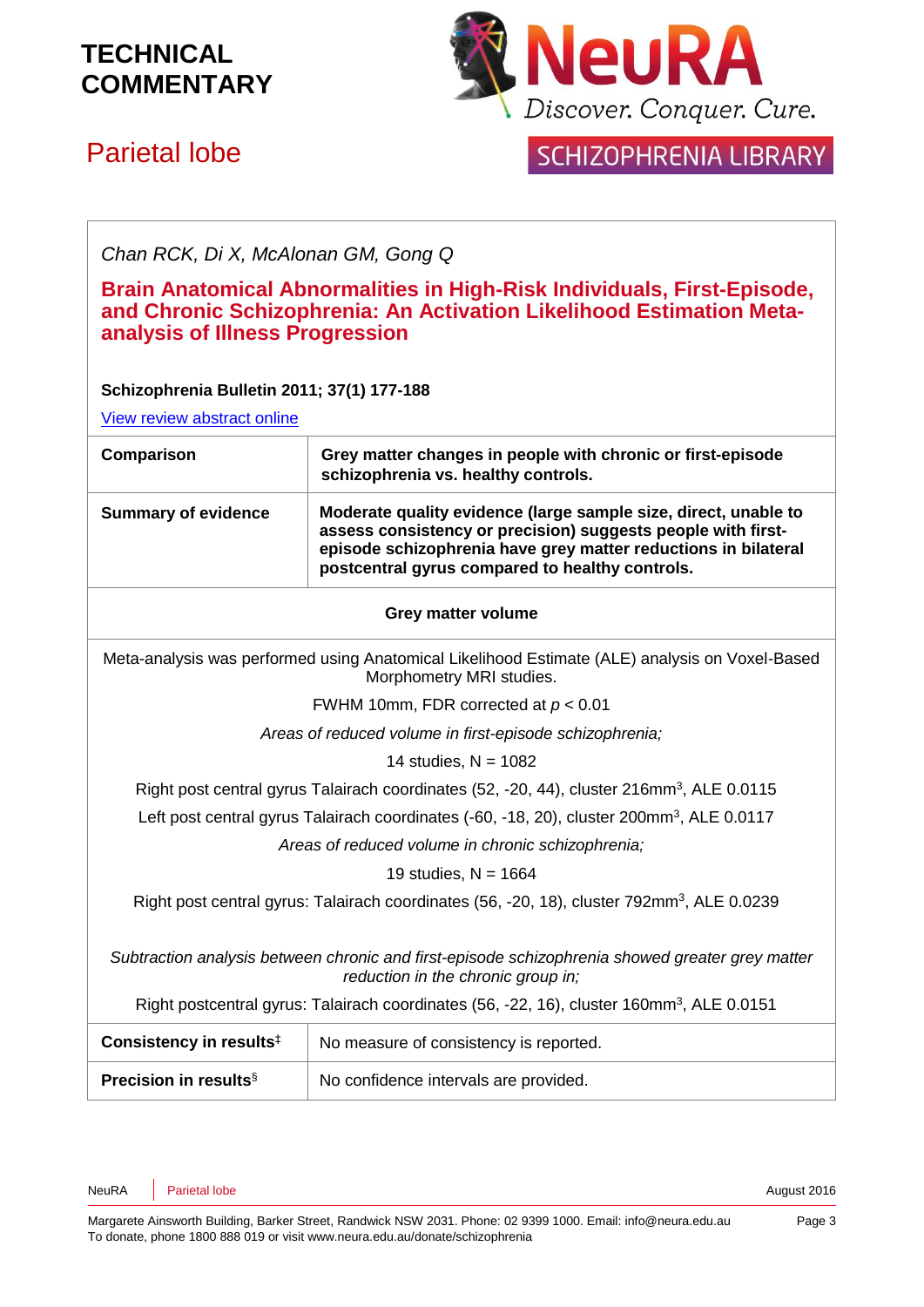# TECHNICAL COMMENTARY

## Parietal lobe

NeuRA Discover. Conquer. Cure.

SCHIZOPHRENIA LIBRARY

*Chan RCK, Di X, McAlonan GM, Gong Q*

### Brain Anatomical Abnormalities in High-Risk Individuals, First-Episode, and Chronic Schizophrenia: An Activation Likelihood Estimation Meta-analysis of Illness Progression

**Schizophrenia Bulletin 2011; 37(1) 177-188**

View review abstract online

| | |
|---|---|
| **Comparison** | **Grey matter changes in people with chronic or first-episode schizophrenia vs. healthy controls.** |
| **Summary of evidence** | **Moderate quality evidence (large sample size, direct, unable to assess consistency or precision) suggests people with first-episode schizophrenia have grey matter reductions in bilateral postcentral gyrus compared to healthy controls.** |

**Grey matter volume**

Meta-analysis was performed using Anatomical Likelihood Estimate (ALE) analysis on Voxel-Based Morphometry MRI studies.

FWHM 10mm, FDR corrected at $p < 0.01$

*Areas of reduced volume in first-episode schizophrenia;*

14 studies, N = 1082

Right post central gyrus Talairach coordinates (52, -20, 44), cluster 216mm$^3$, ALE 0.0115

Left post central gyrus Talairach coordinates (-60, -18, 20), cluster 200mm$^3$, ALE 0.0117

*Areas of reduced volume in chronic schizophrenia;*

19 studies, N = 1664

Right post central gyrus: Talairach coordinates (56, -20, 18), cluster 792mm$^3$, ALE 0.0239

*Subtraction analysis between chronic and first-episode schizophrenia showed greater grey matter reduction in the chronic group in;*

Right postcentral gyrus: Talairach coordinates (56, -22, 16), cluster 160mm$^3$, ALE 0.0151

| | |
|---|---|
| **Consistency in results**‡ | No measure of consistency is reported. |
| **Precision in results**§ | No confidence intervals are provided. |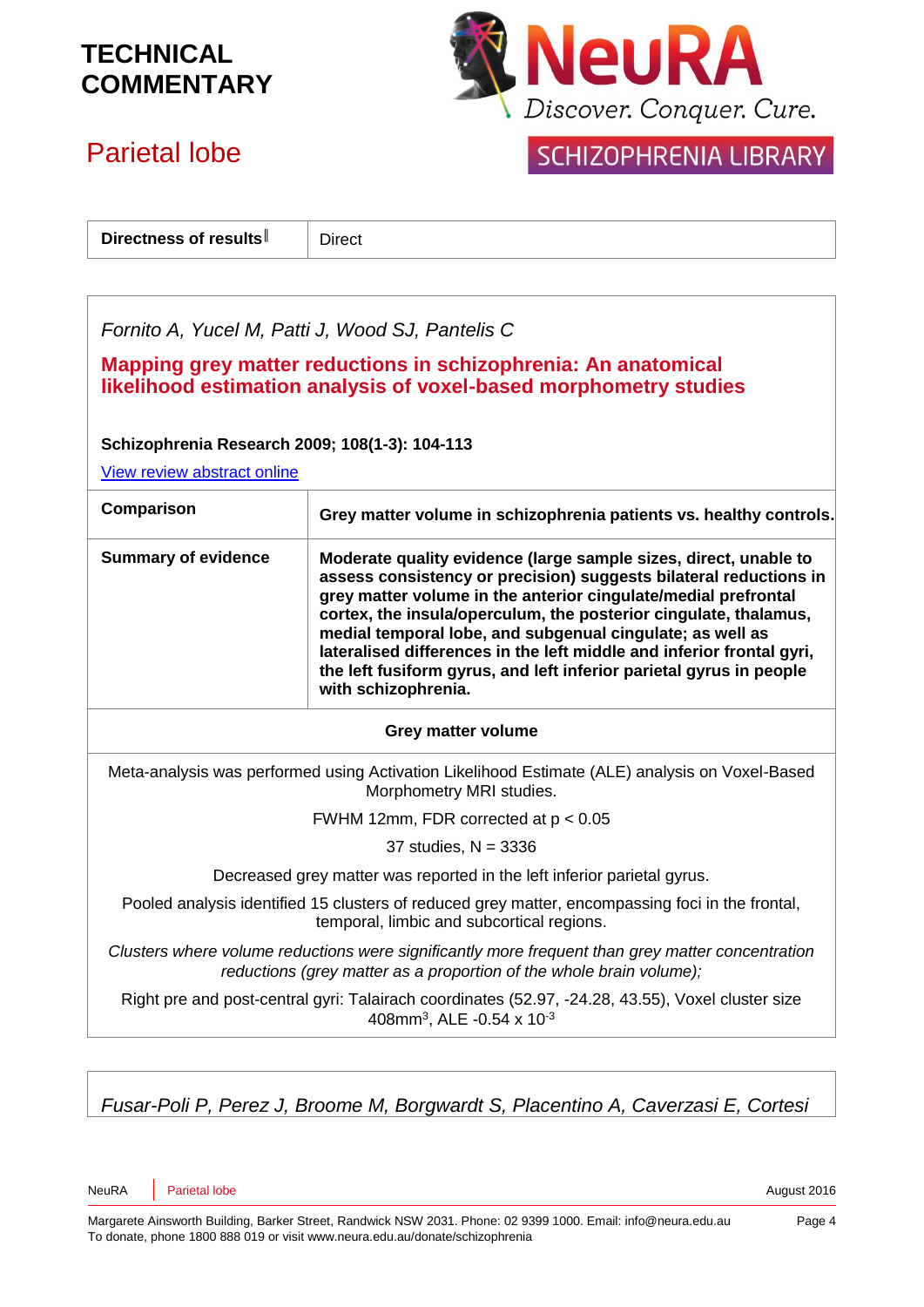| Directness of results | Direct |
|---|---|

*Fornito A, Yucel M, Patti J, Wood SJ, Pantelis C*

**Mapping grey matter reductions in schizophrenia: An anatomical likelihood estimation analysis of voxel-based morphometry studies**

**Schizophrenia Research 2009; 108(1-3): 104-113**

View review abstract online

| | |
|---|---|
| **Comparison** | **Grey matter volume in schizophrenia patients vs. healthy controls.** |
| **Summary of evidence** | **Moderate quality evidence (large sample sizes, direct, unable to assess consistency or precision) suggests bilateral reductions in grey matter volume in the anterior cingulate/medial prefrontal cortex, the insula/operculum, the posterior cingulate, thalamus, medial temporal lobe, and subgenual cingulate; as well as lateralised differences in the left middle and inferior frontal gyri, the left fusiform gyrus, and left inferior parietal gyrus in people with schizophrenia.** |

**Grey matter volume**

Meta-analysis was performed using Activation Likelihood Estimate (ALE) analysis on Voxel-Based Morphometry MRI studies.

FWHM 12mm, FDR corrected at $p < 0.05$

37 studies, N = 3336

Decreased grey matter was reported in the left inferior parietal gyrus.

Pooled analysis identified 15 clusters of reduced grey matter, encompassing foci in the frontal, temporal, limbic and subcortical regions.

*Clusters where volume reductions were significantly more frequent than grey matter concentration reductions (grey matter as a proportion of the whole brain volume);*

Right pre and post-central gyri: Talairach coordinates (52.97, -24.28, 43.55), Voxel cluster size 408mm$^3$, ALE -0.54 x $10^{-3}$

*Fusar-Poli P, Perez J, Broome M, Borgwardt S, Placentino A, Caverzasi E, Cortesi*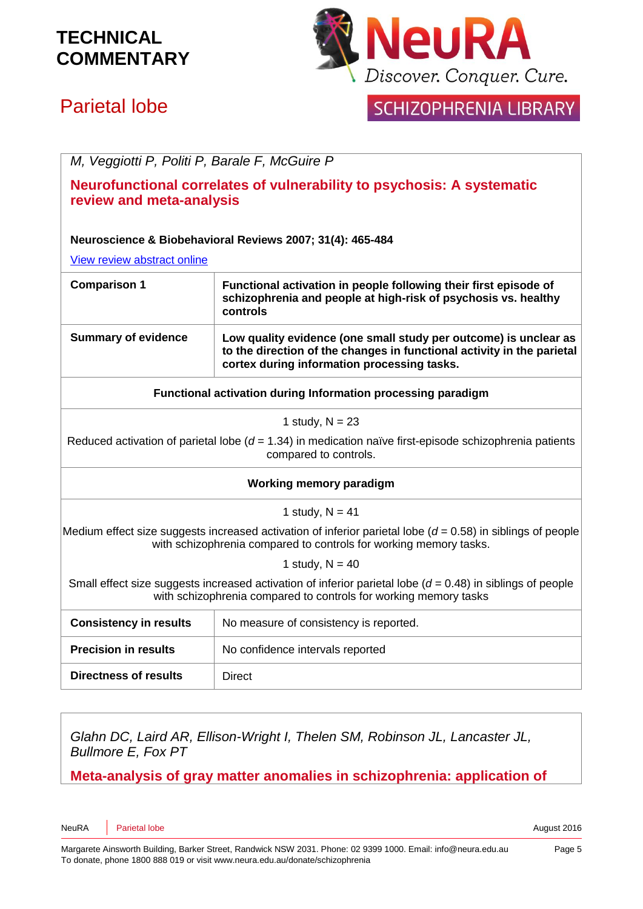*M, Veggiotti P, Politi P, Barale F, McGuire P*

**Neurofunctional correlates of vulnerability to psychosis: A systematic review and meta-analysis**

**Neuroscience & Biobehavioral Reviews 2007; 31(4): 465-484**

[View review abstract online]

| | |
|---|---|
| **Comparison 1** | **Functional activation in people following their first episode of schizophrenia and people at high-risk of psychosis vs. healthy controls** |
| **Summary of evidence** | **Low quality evidence (one small study per outcome) is unclear as to the direction of the changes in functional activity in the parietal cortex during information processing tasks.** |

**Functional activation during Information processing paradigm**

1 study, N = 23

Reduced activation of parietal lobe ($d$ = 1.34) in medication naïve first-episode schizophrenia patients compared to controls.

**Working memory paradigm**

1 study, N = 41

Medium effect size suggests increased activation of inferior parietal lobe ($d$ = 0.58) in siblings of people with schizophrenia compared to controls for working memory tasks.

1 study, N = 40

Small effect size suggests increased activation of inferior parietal lobe ($d$ = 0.48) in siblings of people with schizophrenia compared to controls for working memory tasks

| | |
|---|---|
| **Consistency in results** | No measure of consistency is reported. |
| **Precision in results** | No confidence intervals reported |
| **Directness of results** | Direct |

*Glahn DC, Laird AR, Ellison-Wright I, Thelen SM, Robinson JL, Lancaster JL, Bullmore E, Fox PT*

**Meta-analysis of gray matter anomalies in schizophrenia: application of**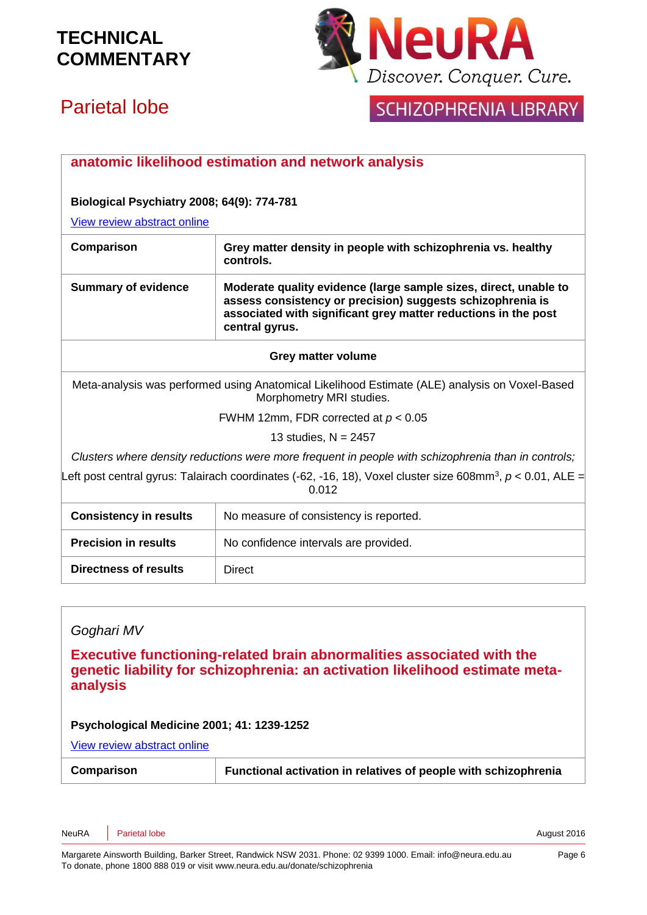**anatomic likelihood estimation and network analysis**

**Biological Psychiatry 2008; 64(9): 774-781**

View review abstract online

| | |
|---|---|
| **Comparison** | **Grey matter density in people with schizophrenia vs. healthy controls.** |
| **Summary of evidence** | **Moderate quality evidence (large sample sizes, direct, unable to assess consistency or precision) suggests schizophrenia is associated with significant grey matter reductions in the post central gyrus.** |
| **Grey matter volume** | |
| Meta-analysis was performed using Anatomical Likelihood Estimate (ALE) analysis on Voxel-Based Morphometry MRI studies.<br>FWHM 12mm, FDR corrected at $p < 0.05$<br>13 studies, N = 2457<br>*Clusters where density reductions were more frequent in people with schizophrenia than in controls;*<br>Left post central gyrus: Talairach coordinates (-62, -16, 18), Voxel cluster size 608mm$^3$, $p < 0.01$, ALE = 0.012 | |
| **Consistency in results** | No measure of consistency is reported. |
| **Precision in results** | No confidence intervals are provided. |
| **Directness of results** | Direct |

*Goghari MV*

**Executive functioning-related brain abnormalities associated with the genetic liability for schizophrenia: an activation likelihood estimate meta-analysis**

**Psychological Medicine 2001; 41: 1239-1252**

View review abstract online

| | |
|---|---|
| **Comparison** | **Functional activation in relatives of people with schizophrenia** |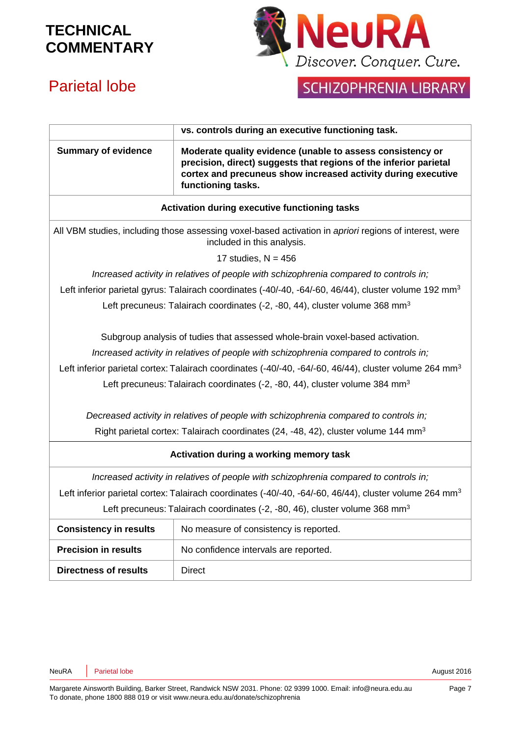# TECHNICAL COMMENTARY

# Parietal lobe

| | |
|---|---|
| | **vs. controls during an executive functioning task.** |
| **Summary of evidence** | **Moderate quality evidence (unable to assess consistency or precision, direct) suggests that regions of the inferior parietal cortex and precuneus show increased activity during executive functioning tasks.** |

**Activation during executive functioning tasks**

All VBM studies, including those assessing voxel-based activation in *apriori* regions of interest, were included in this analysis.

17 studies, N = 456

*Increased activity in relatives of people with schizophrenia compared to controls in;*

Left inferior parietal gyrus: Talairach coordinates (-40/-40, -64/-60, 46/44), cluster volume 192 mm$^3$

Left precuneus: Talairach coordinates (-2, -80, 44), cluster volume 368 mm$^3$

Subgroup analysis of tudies that assessed whole-brain voxel-based activation.

*Increased activity in relatives of people with schizophrenia compared to controls in;*

Left inferior parietal cortex: Talairach coordinates (-40/-40, -64/-60, 46/44), cluster volume 264 mm$^3$

Left precuneus: Talairach coordinates (-2, -80, 44), cluster volume 384 mm$^3$

*Decreased activity in relatives of people with schizophrenia compared to controls in;*

Right parietal cortex: Talairach coordinates (24, -48, 42), cluster volume 144 mm$^3$

**Activation during a working memory task**

*Increased activity in relatives of people with schizophrenia compared to controls in;*

Left inferior parietal cortex: Talairach coordinates (-40/-40, -64/-60, 46/44), cluster volume 264 mm$^3$

Left precuneus: Talairach coordinates (-2, -80, 46), cluster volume 368 mm$^3$

| | |
|---|---|
| **Consistency in results** | No measure of consistency is reported. |
| **Precision in results** | No confidence intervals are reported. |
| **Directness of results** | Direct |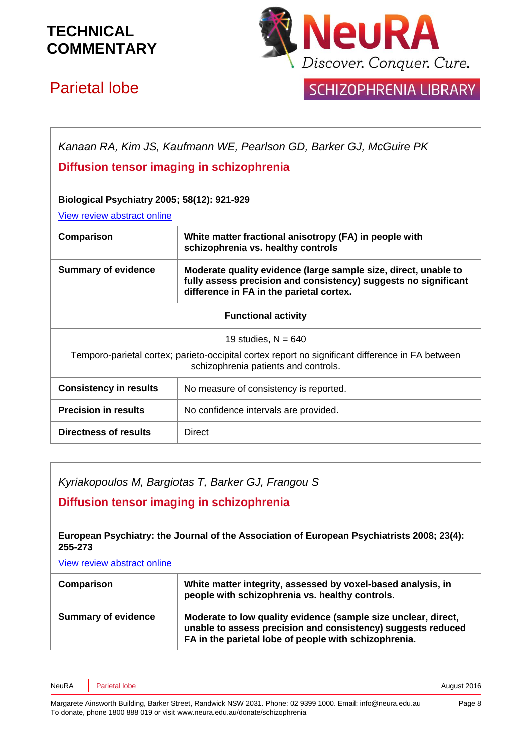*Kanaan RA, Kim JS, Kaufmann WE, Pearlson GD, Barker GJ, McGuire PK*

**Diffusion tensor imaging in schizophrenia**

**Biological Psychiatry 2005; 58(12): 921-929**

View review abstract online

| | |
|---|---|
| **Comparison** | **White matter fractional anisotropy (FA) in people with schizophrenia vs. healthy controls** |
| **Summary of evidence** | **Moderate quality evidence (large sample size, direct, unable to fully assess precision and consistency) suggests no significant difference in FA in the parietal cortex.** |
| **Functional activity** | |
| 19 studies, N = 640<br>Temporo-parietal cortex; parieto-occipital cortex report no significant difference in FA between schizophrenia patients and controls. | |
| **Consistency in results** | No measure of consistency is reported. |
| **Precision in results** | No confidence intervals are provided. |
| **Directness of results** | Direct |

*Kyriakopoulos M, Bargiotas T, Barker GJ, Frangou S*

**Diffusion tensor imaging in schizophrenia**

**European Psychiatry: the Journal of the Association of European Psychiatrists 2008; 23(4): 255-273**

View review abstract online

| | |
|---|---|
| **Comparison** | **White matter integrity, assessed by voxel-based analysis, in people with schizophrenia vs. healthy controls.** |
| **Summary of evidence** | **Moderate to low quality evidence (sample size unclear, direct, unable to assess precision and consistency) suggests reduced FA in the parietal lobe of people with schizophrenia.** |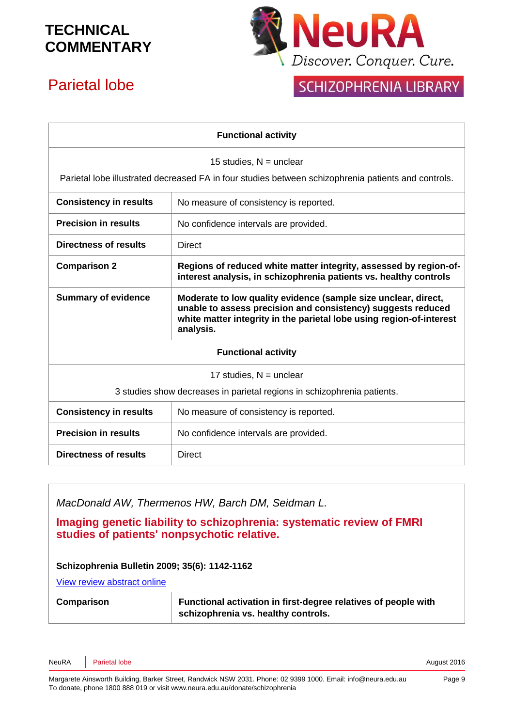| Functional activity | |
|---|---|
| 15 studies, N = unclear<br><br>Parietal lobe illustrated decreased FA in four studies between schizophrenia patients and controls. | |
| **Consistency in results** | No measure of consistency is reported. |
| **Precision in results** | No confidence intervals are provided. |
| **Directness of results** | Direct |
| **Comparison 2** | **Regions of reduced white matter integrity, assessed by region-of-interest analysis, in schizophrenia patients vs. healthy controls** |
| **Summary of evidence** | **Moderate to low quality evidence (sample size unclear, direct, unable to assess precision and consistency) suggests reduced white matter integrity in the parietal lobe using region-of-interest analysis.** |
| **Functional activity** | |
| 17 studies, N = unclear<br><br>3 studies show decreases in parietal regions in schizophrenia patients. | |
| **Consistency in results** | No measure of consistency is reported. |
| **Precision in results** | No confidence intervals are provided. |
| **Directness of results** | Direct |

*MacDonald AW, Thermenos HW, Barch DM, Seidman L.*

**Imaging genetic liability to schizophrenia: systematic review of FMRI studies of patients' nonpsychotic relative.**

**Schizophrenia Bulletin 2009; 35(6): 1142-1162**

View review abstract online

| | |
|---|---|
| **Comparison** | **Functional activation in first-degree relatives of people with schizophrenia vs. healthy controls.** |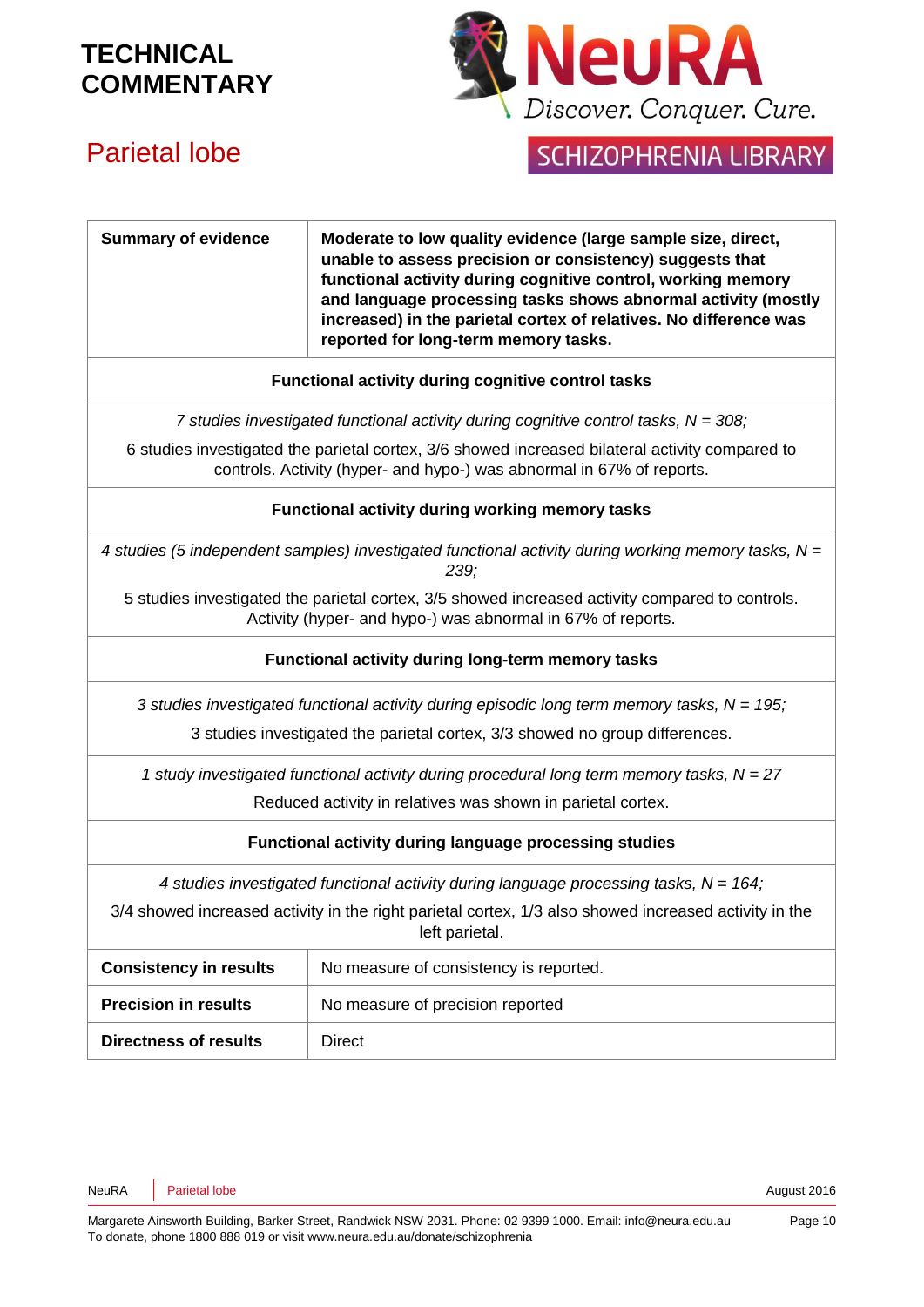| | |
|---|---|
| **Summary of evidence** | **Moderate to low quality evidence (large sample size, direct, unable to assess precision or consistency) suggests that functional activity during cognitive control, working memory and language processing tasks shows abnormal activity (mostly increased) in the parietal cortex of relatives. No difference was reported for long-term memory tasks.** |
| **Functional activity during cognitive control tasks** | |
| *7 studies investigated functional activity during cognitive control tasks, N = 308;* 6 studies investigated the parietal cortex, 3/6 showed increased bilateral activity compared to controls. Activity (hyper- and hypo-) was abnormal in 67% of reports. | |
| **Functional activity during working memory tasks** | |
| *4 studies (5 independent samples) investigated functional activity during working memory tasks, N = 239;* 5 studies investigated the parietal cortex, 3/5 showed increased activity compared to controls. Activity (hyper- and hypo-) was abnormal in 67% of reports. | |
| **Functional activity during long-term memory tasks** | |
| *3 studies investigated functional activity during episodic long term memory tasks, N = 195;* 3 studies investigated the parietal cortex, 3/3 showed no group differences. | |
| *1 study investigated functional activity during procedural long term memory tasks, N = 27* Reduced activity in relatives was shown in parietal cortex. | |
| **Functional activity during language processing studies** | |
| *4 studies investigated functional activity during language processing tasks, N = 164;* 3/4 showed increased activity in the right parietal cortex, 1/3 also showed increased activity in the left parietal. | |
| **Consistency in results** | No measure of consistency is reported. |
| **Precision in results** | No measure of precision reported |
| **Directness of results** | Direct |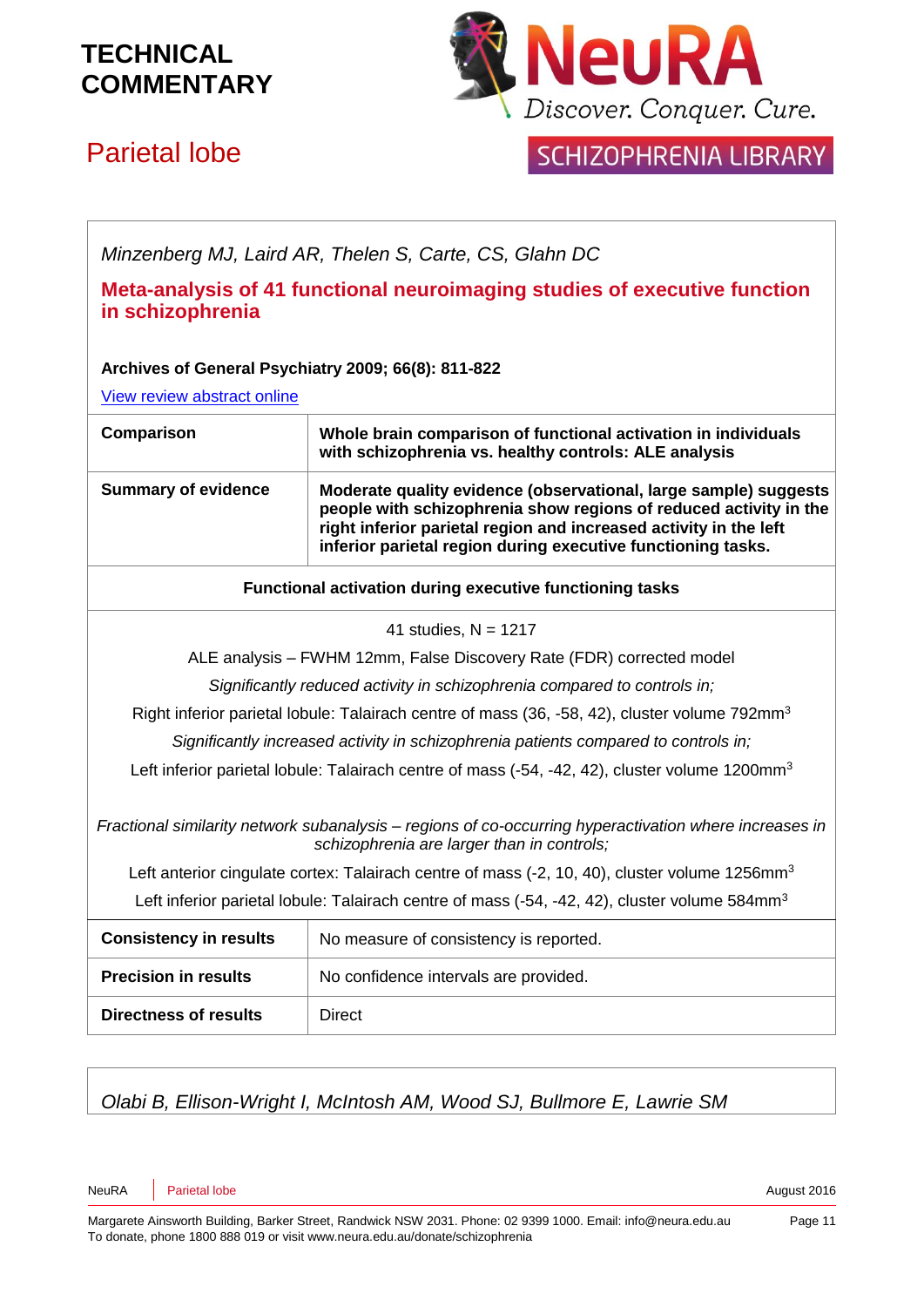*Minzenberg MJ, Laird AR, Thelen S, Carte, CS, Glahn DC*

**Meta-analysis of 41 functional neuroimaging studies of executive function in schizophrenia**

**Archives of General Psychiatry 2009; 66(8): 811-822**

View review abstract online

| | |
|---|---|
| **Comparison** | **Whole brain comparison of functional activation in individuals with schizophrenia vs. healthy controls: ALE analysis** |
| **Summary of evidence** | **Moderate quality evidence (observational, large sample) suggests people with schizophrenia show regions of reduced activity in the right inferior parietal region and increased activity in the left inferior parietal region during executive functioning tasks.** |

**Functional activation during executive functioning tasks**

41 studies, N = 1217

ALE analysis – FWHM 12mm, False Discovery Rate (FDR) corrected model

*Significantly reduced activity in schizophrenia compared to controls in;*

Right inferior parietal lobule: Talairach centre of mass (36, -58, 42), cluster volume 792mm$^3$

*Significantly increased activity in schizophrenia patients compared to controls in;*

Left inferior parietal lobule: Talairach centre of mass (-54, -42, 42), cluster volume 1200mm$^3$

*Fractional similarity network subanalysis – regions of co-occurring hyperactivation where increases in schizophrenia are larger than in controls;*

Left anterior cingulate cortex: Talairach centre of mass (-2, 10, 40), cluster volume 1256mm$^3$

Left inferior parietal lobule: Talairach centre of mass (-54, -42, 42), cluster volume 584mm$^3$

| | |
|---|---|
| **Consistency in results** | No measure of consistency is reported. |
| **Precision in results** | No confidence intervals are provided. |
| **Directness of results** | Direct |

*Olabi B, Ellison-Wright I, McIntosh AM, Wood SJ, Bullmore E, Lawrie SM*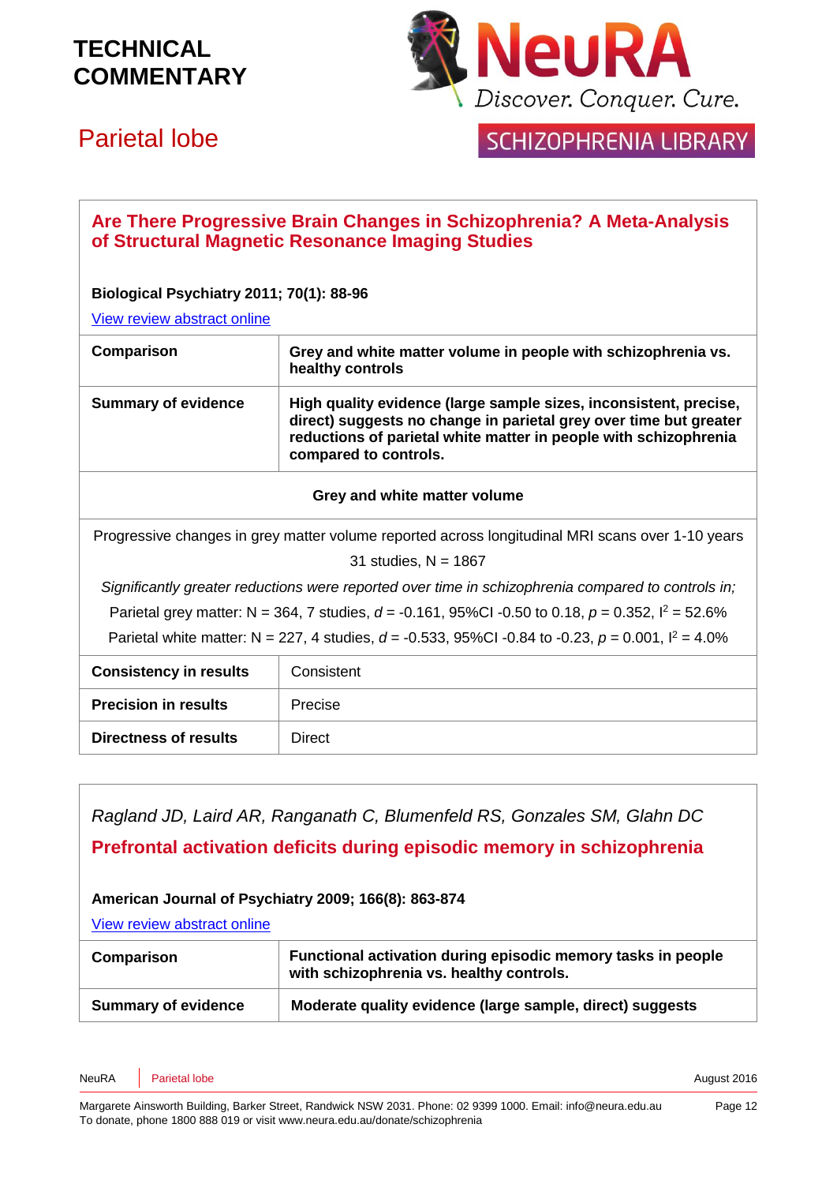### Are There Progressive Brain Changes in Schizophrenia? A Meta-Analysis of Structural Magnetic Resonance Imaging Studies

**Biological Psychiatry 2011; 70(1): 88-96**

View review abstract online

| | |
|---|---|
| **Comparison** | **Grey and white matter volume in people with schizophrenia vs. healthy controls** |
| **Summary of evidence** | **High quality evidence (large sample sizes, inconsistent, precise, direct) suggests no change in parietal grey over time but greater reductions of parietal white matter in people with schizophrenia compared to controls.** |

**Grey and white matter volume**

Progressive changes in grey matter volume reported across longitudinal MRI scans over 1-10 years

31 studies, N = 1867

*Significantly greater reductions were reported over time in schizophrenia compared to controls in;*

Parietal grey matter: N = 364, 7 studies, $d$ = -0.161, 95%CI -0.50 to 0.18, $p$ = 0.352, $I^2$ = 52.6%

Parietal white matter: N = 227, 4 studies, $d$ = -0.533, 95%CI -0.84 to -0.23, $p$ = 0.001, $I^2$ = 4.0%

| | |
|---|---|
| **Consistency in results** | Consistent |
| **Precision in results** | Precise |
| **Directness of results** | Direct |

*Ragland JD, Laird AR, Ranganath C, Blumenfeld RS, Gonzales SM, Glahn DC*

### Prefrontal activation deficits during episodic memory in schizophrenia

**American Journal of Psychiatry 2009; 166(8): 863-874**

View review abstract online

| | |
|---|---|
| **Comparison** | **Functional activation during episodic memory tasks in people with schizophrenia vs. healthy controls.** |
| **Summary of evidence** | **Moderate quality evidence (large sample, direct) suggests** |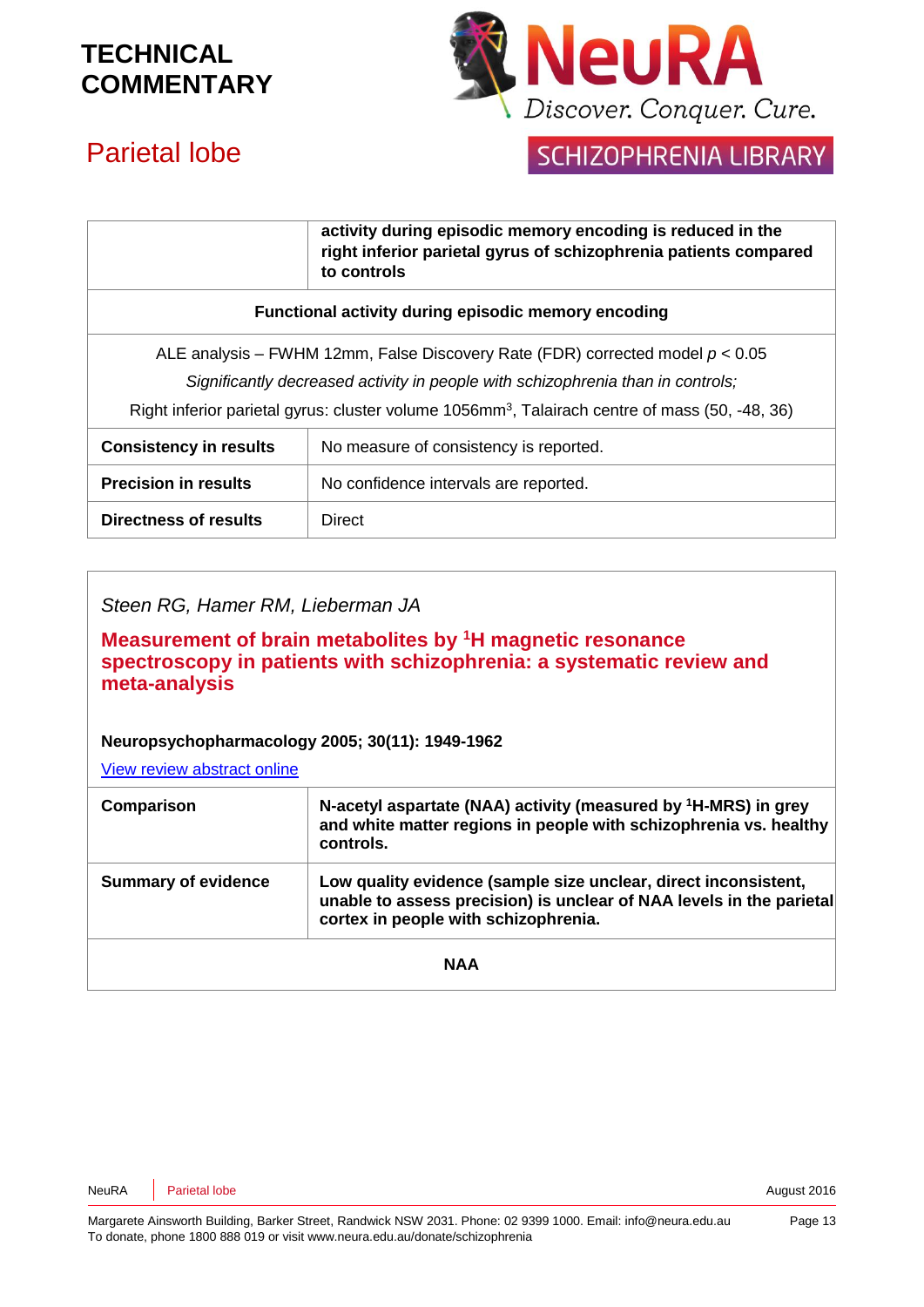| | |
|---|---|
| | **activity during episodic memory encoding is reduced in the right inferior parietal gyrus of schizophrenia patients compared to controls** |
| **Functional activity during episodic memory encoding** | |
| ALE analysis – FWHM 12mm, False Discovery Rate (FDR) corrected model $p < 0.05$<br>*Significantly decreased activity in people with schizophrenia than in controls;*<br>Right inferior parietal gyrus: cluster volume 1056mm$^3$, Talairach centre of mass (50, -48, 36) | |
| **Consistency in results** | No measure of consistency is reported. |
| **Precision in results** | No confidence intervals are reported. |
| **Directness of results** | Direct |

*Steen RG, Hamer RM, Lieberman JA*

## Measurement of brain metabolites by $^1$H magnetic resonance spectroscopy in patients with schizophrenia: a systematic review and meta-analysis

**Neuropsychopharmacology 2005; 30(11): 1949-1962**

View review abstract online

| | |
|---|---|
| **Comparison** | **N-acetyl aspartate (NAA) activity (measured by $^1$H-MRS) in grey and white matter regions in people with schizophrenia vs. healthy controls.** |
| **Summary of evidence** | **Low quality evidence (sample size unclear, direct inconsistent, unable to assess precision) is unclear of NAA levels in the parietal cortex in people with schizophrenia.** |
| **NAA** | |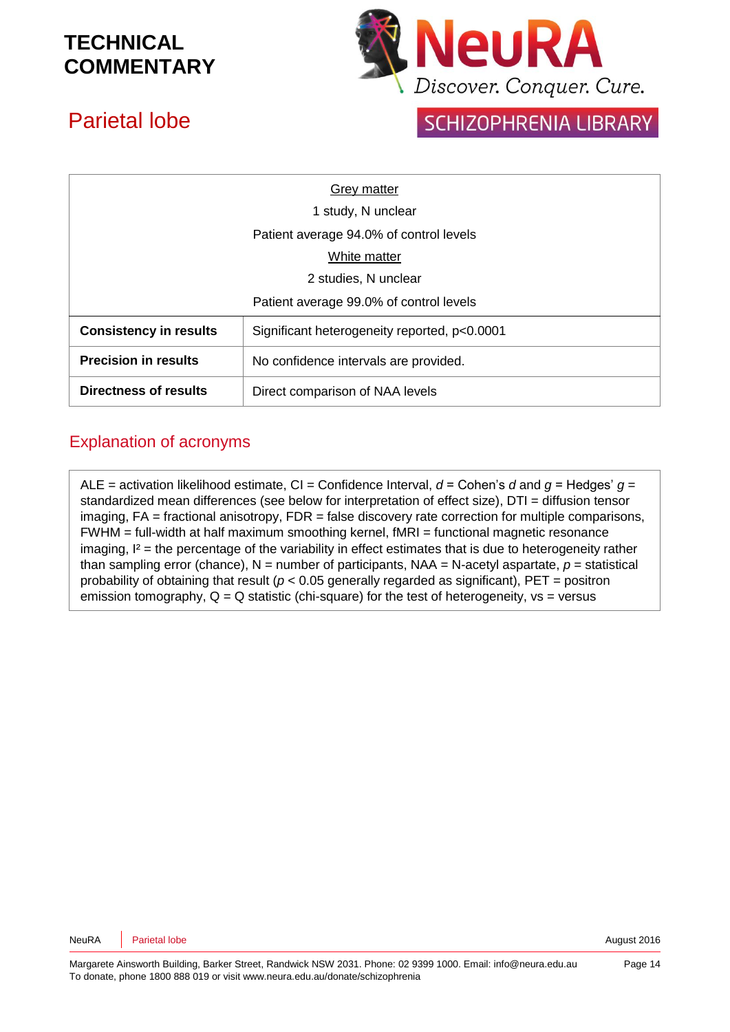| Grey matter<br>1 study, N unclear<br>Patient average 94.0% of control levels<br>White matter<br>2 studies, N unclear<br>Patient average 99.0% of control levels | |
|---|---|
| **Consistency in results** | Significant heterogeneity reported, p<0.0001 |
| **Precision in results** | No confidence intervals are provided. |
| **Directness of results** | Direct comparison of NAA levels |

## Explanation of acronyms

ALE = activation likelihood estimate, CI = Confidence Interval, *d* = Cohen's *d* and *g* = Hedges' *g* = standardized mean differences (see below for interpretation of effect size), DTI = diffusion tensor imaging, FA = fractional anisotropy, FDR = false discovery rate correction for multiple comparisons, FWHM = full-width at half maximum smoothing kernel, fMRI = functional magnetic resonance imaging, $I^2$ = the percentage of the variability in effect estimates that is due to heterogeneity rather than sampling error (chance), N = number of participants, NAA = N-acetyl aspartate, *p* = statistical probability of obtaining that result ($p < 0.05$ generally regarded as significant), PET = positron emission tomography, Q = Q statistic (chi-square) for the test of heterogeneity, vs = versus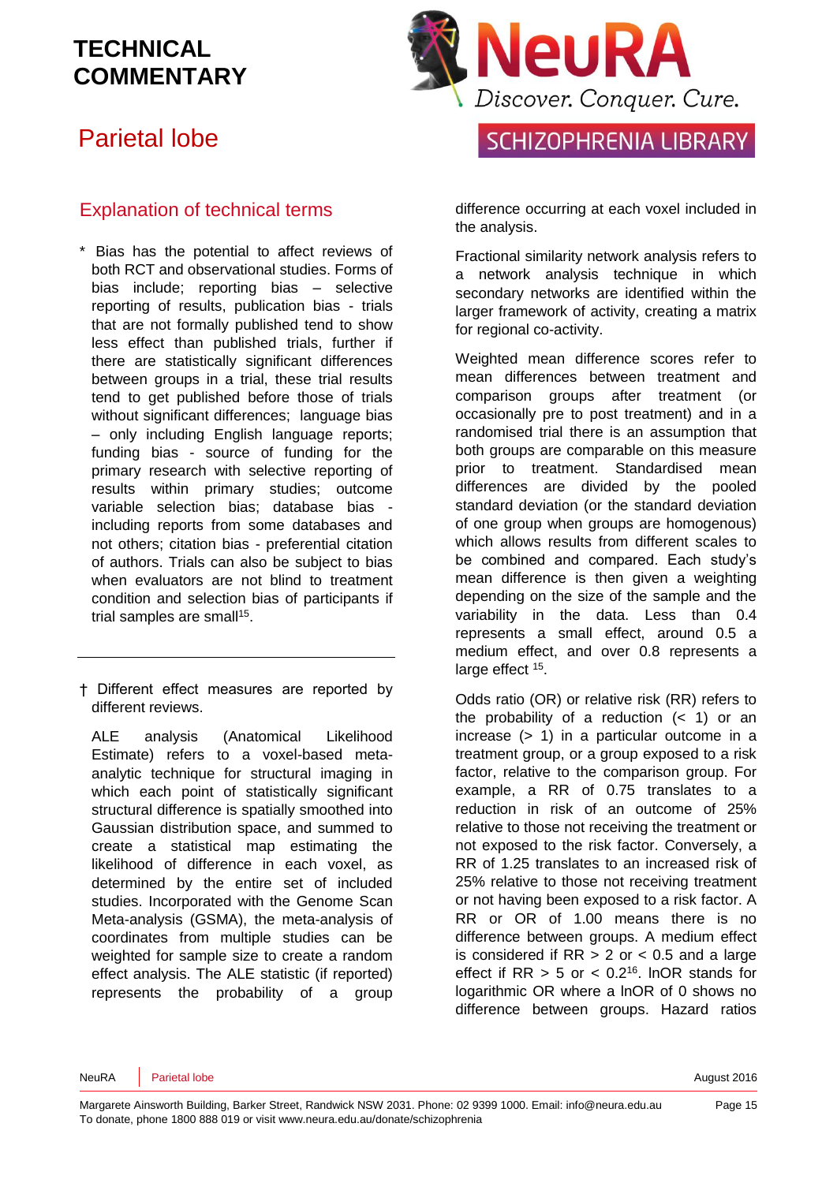# TECHNICAL COMMENTARY

# Parietal lobe

## Explanation of technical terms

\* Bias has the potential to affect reviews of both RCT and observational studies. Forms of bias include; reporting bias – selective reporting of results, publication bias - trials that are not formally published tend to show less effect than published trials, further if there are statistically significant differences between groups in a trial, these trial results tend to get published before those of trials without significant differences; language bias – only including English language reports; funding bias - source of funding for the primary research with selective reporting of results within primary studies; outcome variable selection bias; database bias - including reports from some databases and not others; citation bias - preferential citation of authors. Trials can also be subject to bias when evaluators are not blind to treatment condition and selection bias of participants if trial samples are small[15].

---

† Different effect measures are reported by different reviews.

ALE analysis (Anatomical Likelihood Estimate) refers to a voxel-based meta-analytic technique for structural imaging in which each point of statistically significant structural difference is spatially smoothed into Gaussian distribution space, and summed to create a statistical map estimating the likelihood of difference in each voxel, as determined by the entire set of included studies. Incorporated with the Genome Scan Meta-analysis (GSMA), the meta-analysis of coordinates from multiple studies can be weighted for sample size to create a random effect analysis. The ALE statistic (if reported) represents the probability of a group difference occurring at each voxel included in the analysis.

Fractional similarity network analysis refers to a network analysis technique in which secondary networks are identified within the larger framework of activity, creating a matrix for regional co-activity.

Weighted mean difference scores refer to mean differences between treatment and comparison groups after treatment (or occasionally pre to post treatment) and in a randomised trial there is an assumption that both groups are comparable on this measure prior to treatment. Standardised mean differences are divided by the pooled standard deviation (or the standard deviation of one group when groups are homogenous) which allows results from different scales to be combined and compared. Each study's mean difference is then given a weighting depending on the size of the sample and the variability in the data. Less than 0.4 represents a small effect, around 0.5 a medium effect, and over 0.8 represents a large effect [15].

Odds ratio (OR) or relative risk (RR) refers to the probability of a reduction (< 1) or an increase (> 1) in a particular outcome in a treatment group, or a group exposed to a risk factor, relative to the comparison group. For example, a RR of 0.75 translates to a reduction in risk of an outcome of 25% relative to those not receiving the treatment or not exposed to the risk factor. Conversely, a RR of 1.25 translates to an increased risk of 25% relative to those not receiving treatment or not having been exposed to a risk factor. A RR or OR of 1.00 means there is no difference between groups. A medium effect is considered if RR > 2 or < 0.5 and a large effect if RR > 5 or < 0.2[16]. lnOR stands for logarithmic OR where a lnOR of 0 shows no difference between groups. Hazard ratios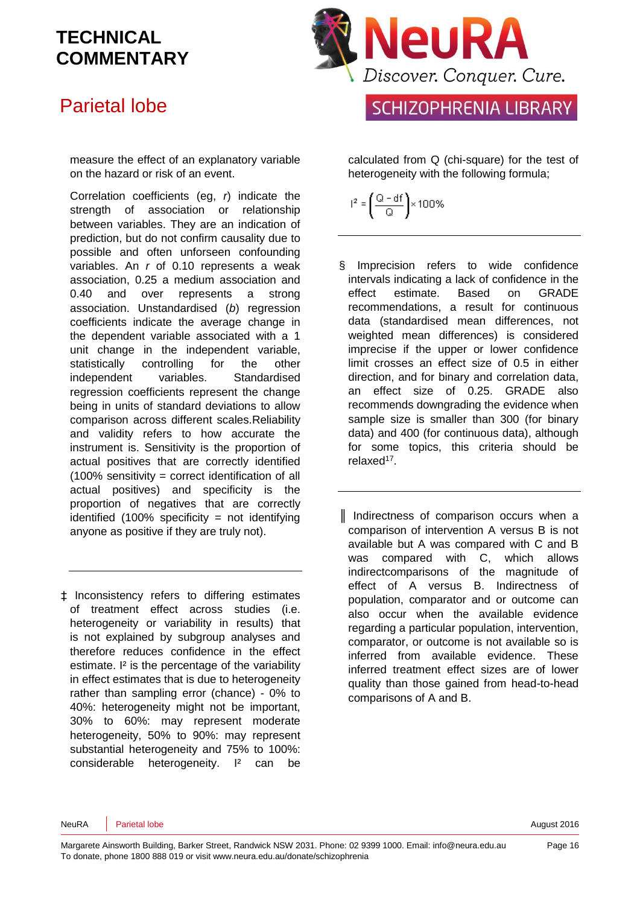measure the effect of an explanatory variable on the hazard or risk of an event.

Correlation coefficients (eg, *r*) indicate the strength of association or relationship between variables. They are an indication of prediction, but do not confirm causality due to possible and often unforeseen confounding variables. An *r* of 0.10 represents a weak association, 0.25 a medium association and 0.40 and over represents a strong association. Unstandardised (*b*) regression coefficients indicate the average change in the dependent variable associated with a 1 unit change in the independent variable, statistically controlling for the other independent variables. Standardised regression coefficients represent the change being in units of standard deviations to allow comparison across different scales.Reliability and validity refers to how accurate the instrument is. Sensitivity is the proportion of actual positives that are correctly identified (100% sensitivity = correct identification of all actual positives) and specificity is the proportion of negatives that are correctly identified (100% specificity = not identifying anyone as positive if they are truly not).

---

‡ Inconsistency refers to differing estimates of treatment effect across studies (i.e. heterogeneity or variability in results) that is not explained by subgroup analyses and therefore reduces confidence in the effect estimate. $I^2$ is the percentage of the variability in effect estimates that is due to heterogeneity rather than sampling error (chance) - 0% to 40%: heterogeneity might not be important, 30% to 60%: may represent moderate heterogeneity, 50% to 90%: may represent substantial heterogeneity and 75% to 100%: considerable heterogeneity. $I^2$ can be calculated from Q (chi-square) for the test of heterogeneity with the following formula;

$$I^2 = \left(\frac{Q - df}{Q}\right) \times 100\%$$

---

§ Imprecision refers to wide confidence intervals indicating a lack of confidence in the effect estimate. Based on GRADE recommendations, a result for continuous data (standardised mean differences, not weighted mean differences) is considered imprecise if the upper or lower confidence limit crosses an effect size of 0.5 in either direction, and for binary and correlation data, an effect size of 0.25. GRADE also recommends downgrading the evidence when sample size is smaller than 300 (for binary data) and 400 (for continuous data), although for some topics, this criteria should be relaxed[17].

---

‖ Indirectness of comparison occurs when a comparison of intervention A versus B is not available but A was compared with C and B was compared with C, which allows indirectcomparisons of the magnitude of effect of A versus B. Indirectness of population, comparator and or outcome can also occur when the available evidence regarding a particular population, intervention, comparator, or outcome is not available so is inferred from available evidence. These inferred treatment effect sizes are of lower quality than those gained from head-to-head comparisons of A and B.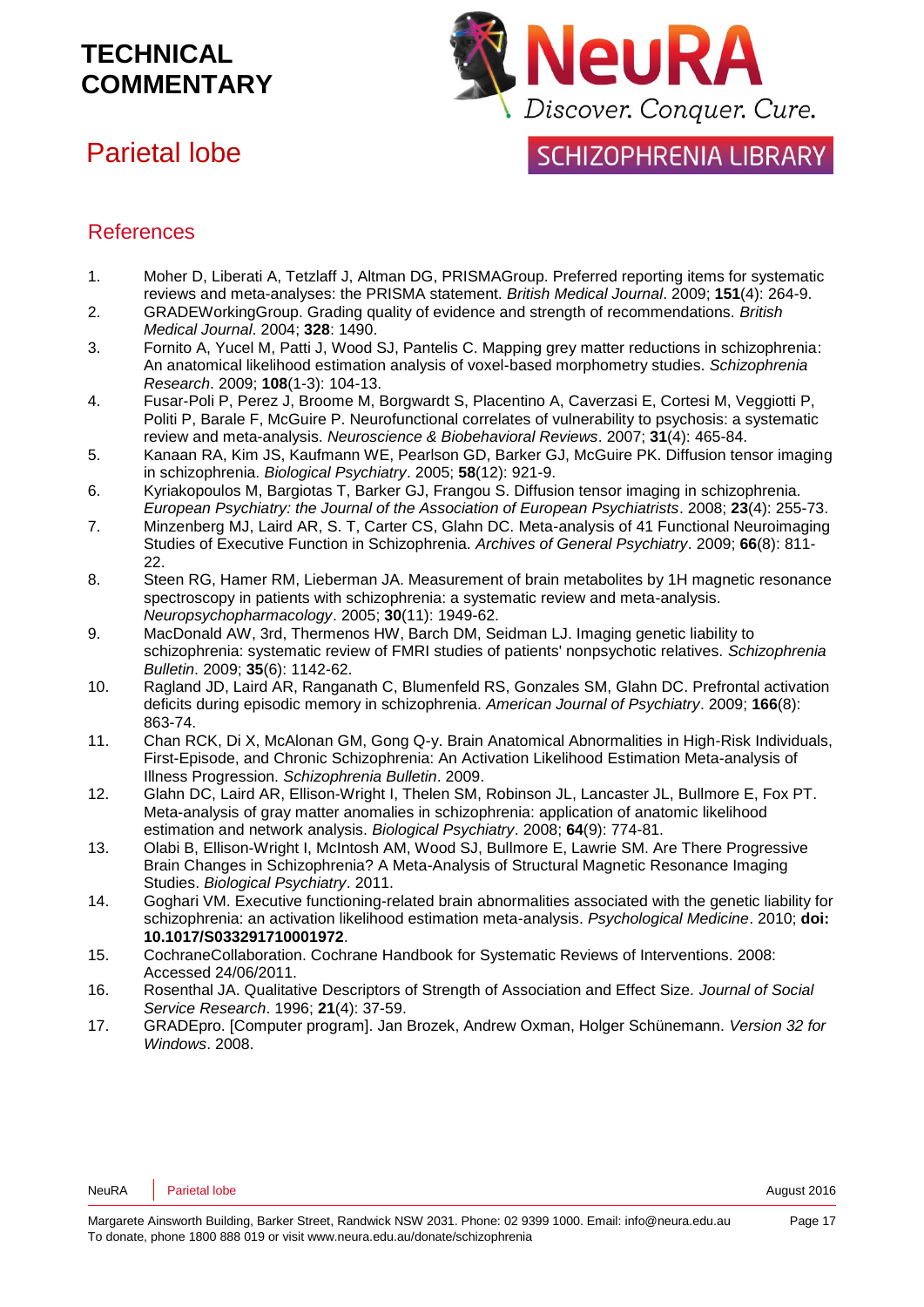# TECHNICAL COMMENTARY

## Parietal lobe

## References

1. Moher D, Liberati A, Tetzlaff J, Altman DG, PRISMAGroup. Preferred reporting items for systematic reviews and meta-analyses: the PRISMA statement. *British Medical Journal*. 2009; **151**(4): 264-9.
2. GRADEWorkingGroup. Grading quality of evidence and strength of recommendations. *British Medical Journal*. 2004; **328**: 1490.
3. Fornito A, Yucel M, Patti J, Wood SJ, Pantelis C. Mapping grey matter reductions in schizophrenia: An anatomical likelihood estimation analysis of voxel-based morphometry studies. *Schizophrenia Research*. 2009; **108**(1-3): 104-13.
4. Fusar-Poli P, Perez J, Broome M, Borgwardt S, Placentino A, Caverzasi E, Cortesi M, Veggiotti P, Politi P, Barale F, McGuire P. Neurofunctional correlates of vulnerability to psychosis: a systematic review and meta-analysis. *Neuroscience & Biobehavioral Reviews*. 2007; **31**(4): 465-84.
5. Kanaan RA, Kim JS, Kaufmann WE, Pearlson GD, Barker GJ, McGuire PK. Diffusion tensor imaging in schizophrenia. *Biological Psychiatry*. 2005; **58**(12): 921-9.
6. Kyriakopoulos M, Bargiotas T, Barker GJ, Frangou S. Diffusion tensor imaging in schizophrenia. *European Psychiatry: the Journal of the Association of European Psychiatrists*. 2008; **23**(4): 255-73.
7. Minzenberg MJ, Laird AR, S. T, Carter CS, Glahn DC. Meta-analysis of 41 Functional Neuroimaging Studies of Executive Function in Schizophrenia. *Archives of General Psychiatry*. 2009; **66**(8): 811-22.
8. Steen RG, Hamer RM, Lieberman JA. Measurement of brain metabolites by 1H magnetic resonance spectroscopy in patients with schizophrenia: a systematic review and meta-analysis. *Neuropsychopharmacology*. 2005; **30**(11): 1949-62.
9. MacDonald AW, 3rd, Thermenos HW, Barch DM, Seidman LJ. Imaging genetic liability to schizophrenia: systematic review of FMRI studies of patients' nonpsychotic relatives. *Schizophrenia Bulletin*. 2009; **35**(6): 1142-62.
10. Ragland JD, Laird AR, Ranganath C, Blumenfeld RS, Gonzales SM, Glahn DC. Prefrontal activation deficits during episodic memory in schizophrenia. *American Journal of Psychiatry*. 2009; **166**(8): 863-74.
11. Chan RCK, Di X, McAlonan GM, Gong Q-y. Brain Anatomical Abnormalities in High-Risk Individuals, First-Episode, and Chronic Schizophrenia: An Activation Likelihood Estimation Meta-analysis of Illness Progression. *Schizophrenia Bulletin*. 2009.
12. Glahn DC, Laird AR, Ellison-Wright I, Thelen SM, Robinson JL, Lancaster JL, Bullmore E, Fox PT. Meta-analysis of gray matter anomalies in schizophrenia: application of anatomic likelihood estimation and network analysis. *Biological Psychiatry*. 2008; **64**(9): 774-81.
13. Olabi B, Ellison-Wright I, McIntosh AM, Wood SJ, Bullmore E, Lawrie SM. Are There Progressive Brain Changes in Schizophrenia? A Meta-Analysis of Structural Magnetic Resonance Imaging Studies. *Biological Psychiatry*. 2011.
14. Goghari VM. Executive functioning-related brain abnormalities associated with the genetic liability for schizophrenia: an activation likelihood estimation meta-analysis. *Psychological Medicine*. 2010; **doi: 10.1017/S0332917100001972**.
15. CochraneCollaboration. Cochrane Handbook for Systematic Reviews of Interventions. 2008: Accessed 24/06/2011.
16. Rosenthal JA. Qualitative Descriptors of Strength of Association and Effect Size. *Journal of Social Service Research*. 1996; **21**(4): 37-59.
17. GRADEpro. [Computer program]. Jan Brozek, Andrew Oxman, Holger Schünemann. *Version 32 for Windows*. 2008.